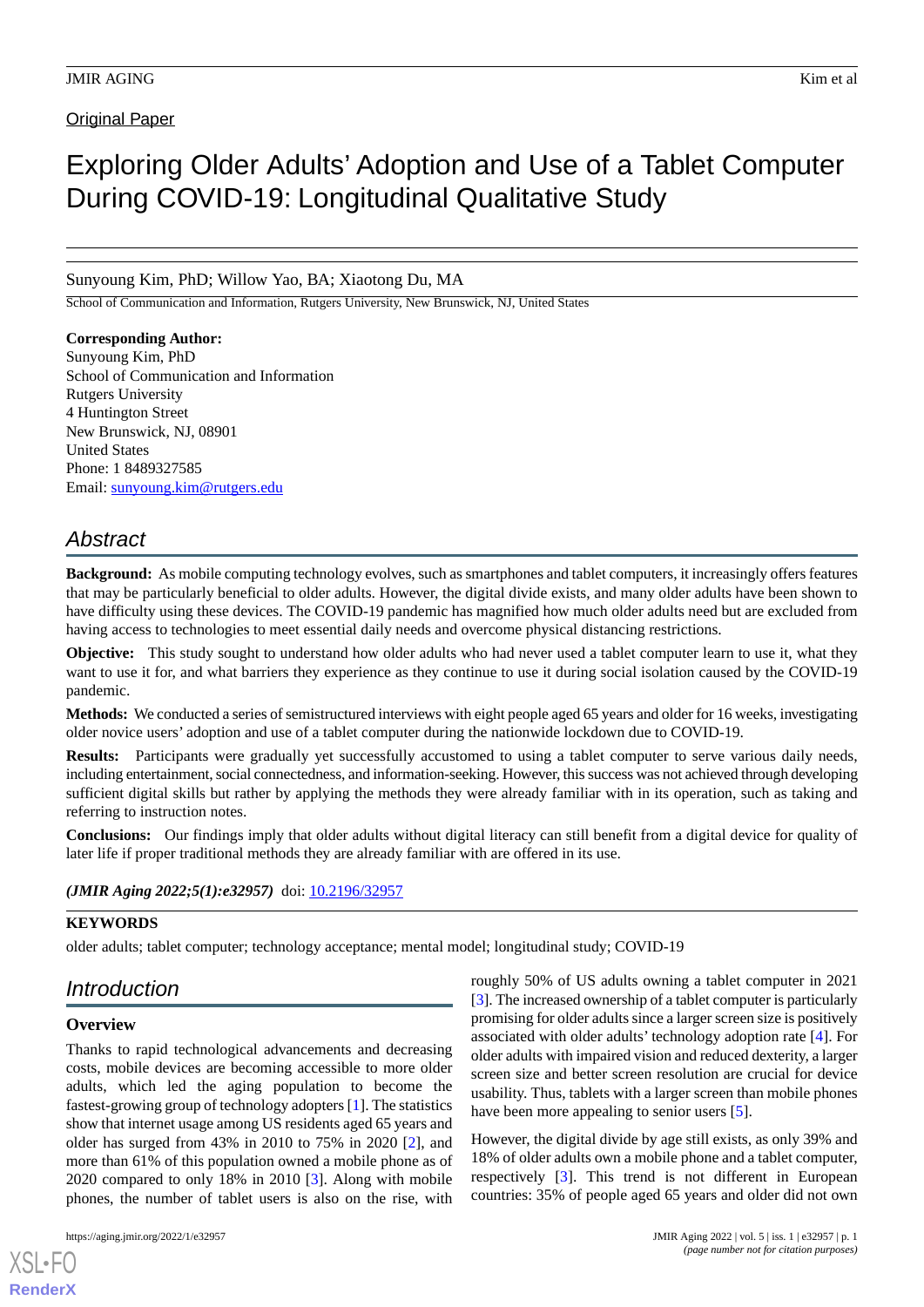Original Paper

# Exploring Older Adults' Adoption and Use of a Tablet Computer During COVID-19: Longitudinal Qualitative Study

Sunyoung Kim, PhD; Willow Yao, BA; Xiaotong Du, MA

School of Communication and Information, Rutgers University, New Brunswick, NJ, United States

**Corresponding Author:**
Sunyoung Kim, PhD
School of Communication and Information
Rutgers University
4 Huntington Street
New Brunswick, NJ, 08901
United States
Phone: 1 8489327585
Email: sunyoung.kim@rutgers.edu

## Abstract

**Background:** As mobile computing technology evolves, such as smartphones and tablet computers, it increasingly offers features that may be particularly beneficial to older adults. However, the digital divide exists, and many older adults have been shown to have difficulty using these devices. The COVID-19 pandemic has magnified how much older adults need but are excluded from having access to technologies to meet essential daily needs and overcome physical distancing restrictions.

**Objective:** This study sought to understand how older adults who had never used a tablet computer learn to use it, what they want to use it for, and what barriers they experience as they continue to use it during social isolation caused by the COVID-19 pandemic.

**Methods:** We conducted a series of semistructured interviews with eight people aged 65 years and older for 16 weeks, investigating older novice users' adoption and use of a tablet computer during the nationwide lockdown due to COVID-19.

**Results:** Participants were gradually yet successfully accustomed to using a tablet computer to serve various daily needs, including entertainment, social connectedness, and information-seeking. However, this success was not achieved through developing sufficient digital skills but rather by applying the methods they were already familiar with in its operation, such as taking and referring to instruction notes.

**Conclusions:** Our findings imply that older adults without digital literacy can still benefit from a digital device for quality of later life if proper traditional methods they are already familiar with are offered in its use.

***(JMIR Aging 2022;5(1):e32957)*** doi: 10.2196/32957

**KEYWORDS**

older adults; tablet computer; technology acceptance; mental model; longitudinal study; COVID-19

## Introduction

### Overview

Thanks to rapid technological advancements and decreasing costs, mobile devices are becoming accessible to more older adults, which led the aging population to become the fastest-growing group of technology adopters [1]. The statistics show that internet usage among US residents aged 65 years and older has surged from 43% in 2010 to 75% in 2020 [2], and more than 61% of this population owned a mobile phone as of 2020 compared to only 18% in 2010 [3]. Along with mobile phones, the number of tablet users is also on the rise, with roughly 50% of US adults owning a tablet computer in 2021 [3]. The increased ownership of a tablet computer is particularly promising for older adults since a larger screen size is positively associated with older adults' technology adoption rate [4]. For older adults with impaired vision and reduced dexterity, a larger screen size and better screen resolution are crucial for device usability. Thus, tablets with a larger screen than mobile phones have been more appealing to senior users [5].

However, the digital divide by age still exists, as only 39% and 18% of older adults own a mobile phone and a tablet computer, respectively [3]. This trend is not different in European countries: 35% of people aged 65 years and older did not own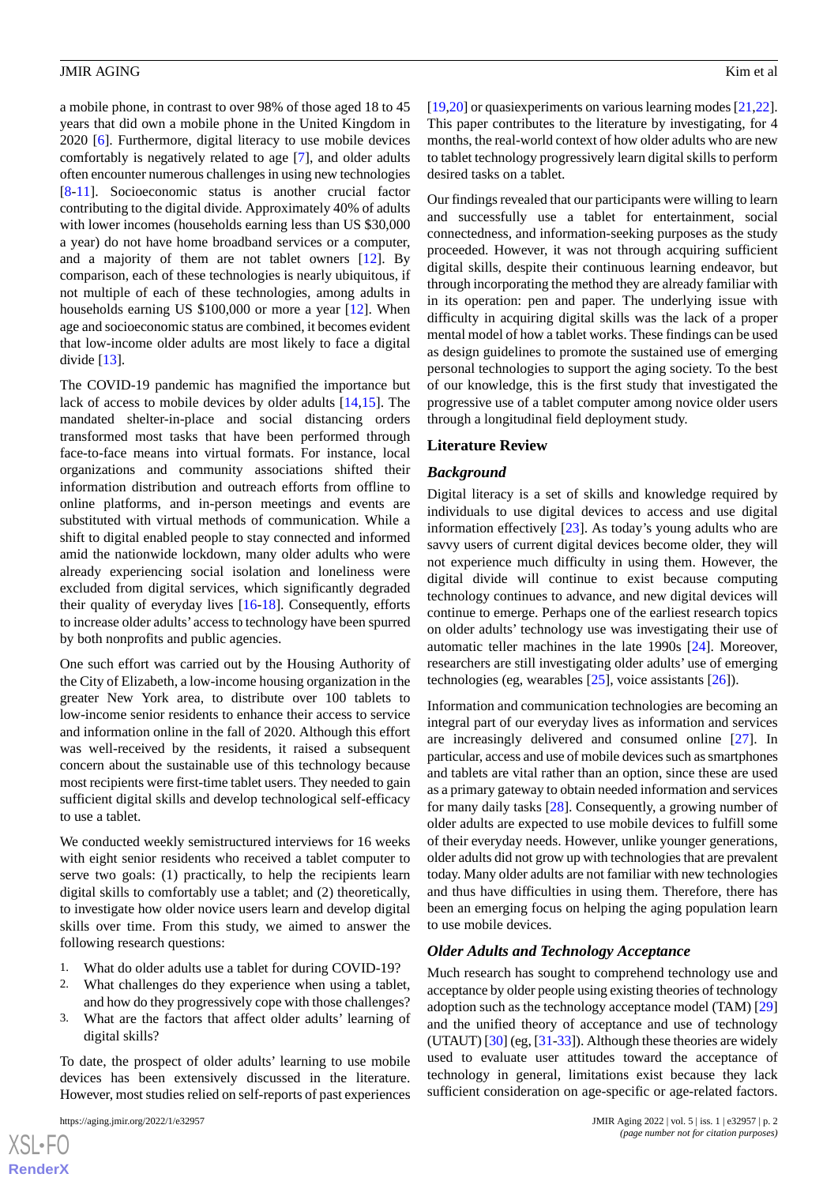a mobile phone, in contrast to over 98% of those aged 18 to 45 years that did own a mobile phone in the United Kingdom in 2020 [6]. Furthermore, digital literacy to use mobile devices comfortably is negatively related to age [7], and older adults often encounter numerous challenges in using new technologies [8-11]. Socioeconomic status is another crucial factor contributing to the digital divide. Approximately 40% of adults with lower incomes (households earning less than US $30,000 a year) do not have home broadband services or a computer, and a majority of them are not tablet owners [12]. By comparison, each of these technologies is nearly ubiquitous, if not multiple of each of these technologies, among adults in households earning US $100,000 or more a year [12]. When age and socioeconomic status are combined, it becomes evident that low-income older adults are most likely to face a digital divide [13].

The COVID-19 pandemic has magnified the importance but lack of access to mobile devices by older adults [14,15]. The mandated shelter-in-place and social distancing orders transformed most tasks that have been performed through face-to-face means into virtual formats. For instance, local organizations and community associations shifted their information distribution and outreach efforts from offline to online platforms, and in-person meetings and events are substituted with virtual methods of communication. While a shift to digital enabled people to stay connected and informed amid the nationwide lockdown, many older adults who were already experiencing social isolation and loneliness were excluded from digital services, which significantly degraded their quality of everyday lives [16-18]. Consequently, efforts to increase older adults' access to technology have been spurred by both nonprofits and public agencies.

One such effort was carried out by the Housing Authority of the City of Elizabeth, a low-income housing organization in the greater New York area, to distribute over 100 tablets to low-income senior residents to enhance their access to service and information online in the fall of 2020. Although this effort was well-received by the residents, it raised a subsequent concern about the sustainable use of this technology because most recipients were first-time tablet users. They needed to gain sufficient digital skills and develop technological self-efficacy to use a tablet.

We conducted weekly semistructured interviews for 16 weeks with eight senior residents who received a tablet computer to serve two goals: (1) practically, to help the recipients learn digital skills to comfortably use a tablet; and (2) theoretically, to investigate how older novice users learn and develop digital skills over time. From this study, we aimed to answer the following research questions:

1. What do older adults use a tablet for during COVID-19?
2. What challenges do they experience when using a tablet, and how do they progressively cope with those challenges?
3. What are the factors that affect older adults' learning of digital skills?

To date, the prospect of older adults' learning to use mobile devices has been extensively discussed in the literature. However, most studies relied on self-reports of past experiences [19,20] or quasiexperiments on various learning modes [21,22]. This paper contributes to the literature by investigating, for 4 months, the real-world context of how older adults who are new to tablet technology progressively learn digital skills to perform desired tasks on a tablet.

Our findings revealed that our participants were willing to learn and successfully use a tablet for entertainment, social connectedness, and information-seeking purposes as the study proceeded. However, it was not through acquiring sufficient digital skills, despite their continuous learning endeavor, but through incorporating the method they are already familiar with in its operation: pen and paper. The underlying issue with difficulty in acquiring digital skills was the lack of a proper mental model of how a tablet works. These findings can be used as design guidelines to promote the sustained use of emerging personal technologies to support the aging society. To the best of our knowledge, this is the first study that investigated the progressive use of a tablet computer among novice older users through a longitudinal field deployment study.

## Literature Review

### *Background*

Digital literacy is a set of skills and knowledge required by individuals to use digital devices to access and use digital information effectively [23]. As today's young adults who are savvy users of current digital devices become older, they will not experience much difficulty in using them. However, the digital divide will continue to exist because computing technology continues to advance, and new digital devices will continue to emerge. Perhaps one of the earliest research topics on older adults' technology use was investigating their use of automatic teller machines in the late 1990s [24]. Moreover, researchers are still investigating older adults' use of emerging technologies (eg, wearables [25], voice assistants [26]).

Information and communication technologies are becoming an integral part of our everyday lives as information and services are increasingly delivered and consumed online [27]. In particular, access and use of mobile devices such as smartphones and tablets are vital rather than an option, since these are used as a primary gateway to obtain needed information and services for many daily tasks [28]. Consequently, a growing number of older adults are expected to use mobile devices to fulfill some of their everyday needs. However, unlike younger generations, older adults did not grow up with technologies that are prevalent today. Many older adults are not familiar with new technologies and thus have difficulties in using them. Therefore, there has been an emerging focus on helping the aging population learn to use mobile devices.

### *Older Adults and Technology Acceptance*

Much research has sought to comprehend technology use and acceptance by older people using existing theories of technology adoption such as the technology acceptance model (TAM) [29] and the unified theory of acceptance and use of technology (UTAUT) [30] (eg, [31-33]). Although these theories are widely used to evaluate user attitudes toward the acceptance of technology in general, limitations exist because they lack sufficient consideration on age-specific or age-related factors.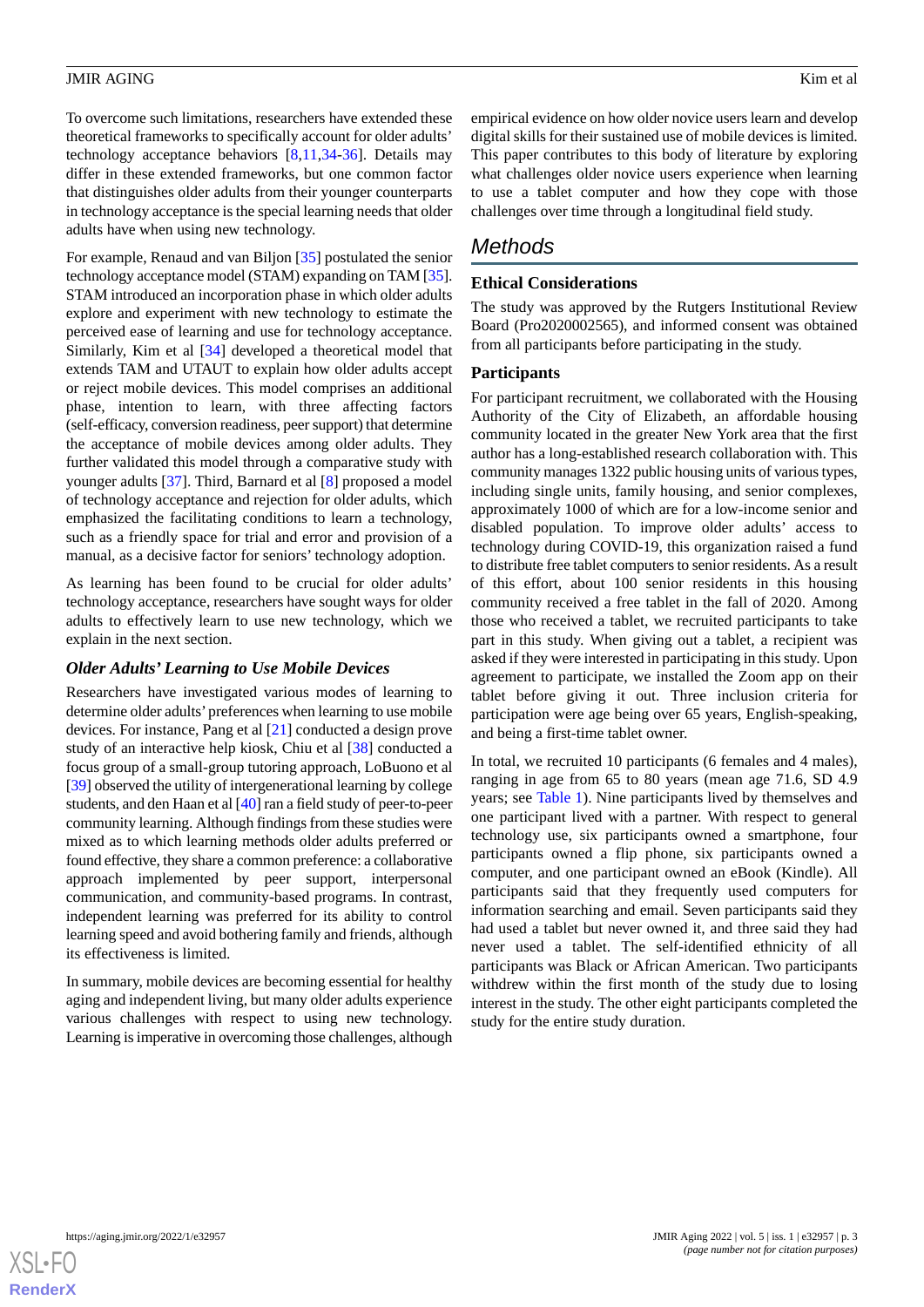To overcome such limitations, researchers have extended these theoretical frameworks to specifically account for older adults' technology acceptance behaviors [8,11,34-36]. Details may differ in these extended frameworks, but one common factor that distinguishes older adults from their younger counterparts in technology acceptance is the special learning needs that older adults have when using new technology.

For example, Renaud and van Biljon [35] postulated the senior technology acceptance model (STAM) expanding on TAM [35]. STAM introduced an incorporation phase in which older adults explore and experiment with new technology to estimate the perceived ease of learning and use for technology acceptance. Similarly, Kim et al [34] developed a theoretical model that extends TAM and UTAUT to explain how older adults accept or reject mobile devices. This model comprises an additional phase, intention to learn, with three affecting factors (self-efficacy, conversion readiness, peer support) that determine the acceptance of mobile devices among older adults. They further validated this model through a comparative study with younger adults [37]. Third, Barnard et al [8] proposed a model of technology acceptance and rejection for older adults, which emphasized the facilitating conditions to learn a technology, such as a friendly space for trial and error and provision of a manual, as a decisive factor for seniors' technology adoption.

As learning has been found to be crucial for older adults' technology acceptance, researchers have sought ways for older adults to effectively learn to use new technology, which we explain in the next section.

### *Older Adults' Learning to Use Mobile Devices*

Researchers have investigated various modes of learning to determine older adults' preferences when learning to use mobile devices. For instance, Pang et al [21] conducted a design prove study of an interactive help kiosk, Chiu et al [38] conducted a focus group of a small-group tutoring approach, LoBuono et al [39] observed the utility of intergenerational learning by college students, and den Haan et al [40] ran a field study of peer-to-peer community learning. Although findings from these studies were mixed as to which learning methods older adults preferred or found effective, they share a common preference: a collaborative approach implemented by peer support, interpersonal communication, and community-based programs. In contrast, independent learning was preferred for its ability to control learning speed and avoid bothering family and friends, although its effectiveness is limited.

In summary, mobile devices are becoming essential for healthy aging and independent living, but many older adults experience various challenges with respect to using new technology. Learning is imperative in overcoming those challenges, although empirical evidence on how older novice users learn and develop digital skills for their sustained use of mobile devices is limited. This paper contributes to this body of literature by exploring what challenges older novice users experience when learning to use a tablet computer and how they cope with those challenges over time through a longitudinal field study.

## Methods

### Ethical Considerations

The study was approved by the Rutgers Institutional Review Board (Pro2020002565), and informed consent was obtained from all participants before participating in the study.

### Participants

For participant recruitment, we collaborated with the Housing Authority of the City of Elizabeth, an affordable housing community located in the greater New York area that the first author has a long-established research collaboration with. This community manages 1322 public housing units of various types, including single units, family housing, and senior complexes, approximately 1000 of which are for a low-income senior and disabled population. To improve older adults' access to technology during COVID-19, this organization raised a fund to distribute free tablet computers to senior residents. As a result of this effort, about 100 senior residents in this housing community received a free tablet in the fall of 2020. Among those who received a tablet, we recruited participants to take part in this study. When giving out a tablet, a recipient was asked if they were interested in participating in this study. Upon agreement to participate, we installed the Zoom app on their tablet before giving it out. Three inclusion criteria for participation were age being over 65 years, English-speaking, and being a first-time tablet owner.

In total, we recruited 10 participants (6 females and 4 males), ranging in age from 65 to 80 years (mean age 71.6, SD 4.9 years; see Table 1). Nine participants lived by themselves and one participant lived with a partner. With respect to general technology use, six participants owned a smartphone, four participants owned a flip phone, six participants owned a computer, and one participant owned an eBook (Kindle). All participants said that they frequently used computers for information searching and email. Seven participants said they had used a tablet but never owned it, and three said they had never used a tablet. The self-identified ethnicity of all participants was Black or African American. Two participants withdrew within the first month of the study due to losing interest in the study. The other eight participants completed the study for the entire study duration.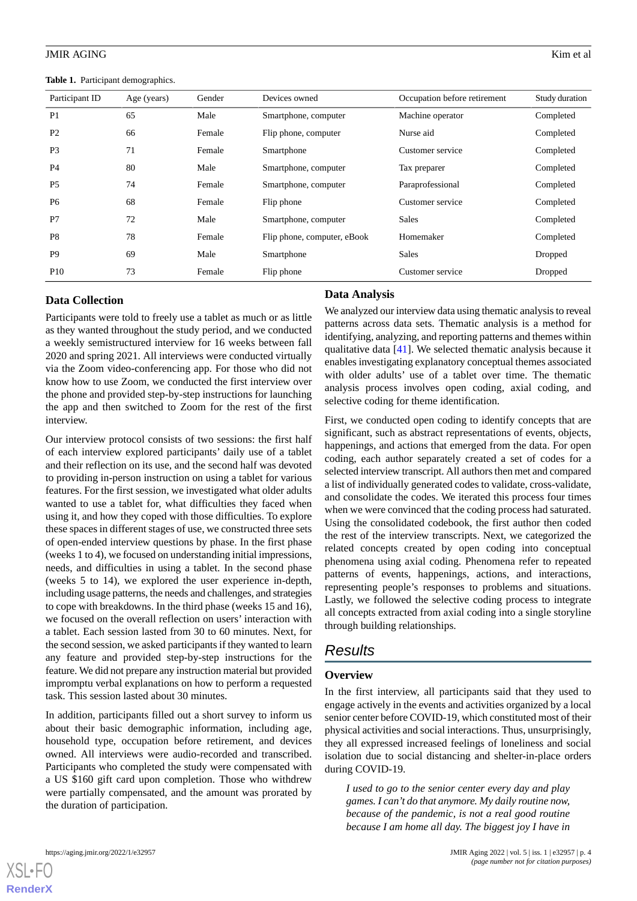**Table 1.** Participant demographics.

| Participant ID | Age (years) | Gender | Devices owned | Occupation before retirement | Study duration |
|---|---|---|---|---|---|
| P1 | 65 | Male | Smartphone, computer | Machine operator | Completed |
| P2 | 66 | Female | Flip phone, computer | Nurse aid | Completed |
| P3 | 71 | Female | Smartphone | Customer service | Completed |
| P4 | 80 | Male | Smartphone, computer | Tax preparer | Completed |
| P5 | 74 | Female | Smartphone, computer | Paraprofessional | Completed |
| P6 | 68 | Female | Flip phone | Customer service | Completed |
| P7 | 72 | Male | Smartphone, computer | Sales | Completed |
| P8 | 78 | Female | Flip phone, computer, eBook | Homemaker | Completed |
| P9 | 69 | Male | Smartphone | Sales | Dropped |
| P10 | 73 | Female | Flip phone | Customer service | Dropped |

### Data Collection

Participants were told to freely use a tablet as much or as little as they wanted throughout the study period, and we conducted a weekly semistructured interview for 16 weeks between fall 2020 and spring 2021. All interviews were conducted virtually via the Zoom video-conferencing app. For those who did not know how to use Zoom, we conducted the first interview over the phone and provided step-by-step instructions for launching the app and then switched to Zoom for the rest of the first interview.

Our interview protocol consists of two sessions: the first half of each interview explored participants' daily use of a tablet and their reflection on its use, and the second half was devoted to providing in-person instruction on using a tablet for various features. For the first session, we investigated what older adults wanted to use a tablet for, what difficulties they faced when using it, and how they coped with those difficulties. To explore these spaces in different stages of use, we constructed three sets of open-ended interview questions by phase. In the first phase (weeks 1 to 4), we focused on understanding initial impressions, needs, and difficulties in using a tablet. In the second phase (weeks 5 to 14), we explored the user experience in-depth, including usage patterns, the needs and challenges, and strategies to cope with breakdowns. In the third phase (weeks 15 and 16), we focused on the overall reflection on users' interaction with a tablet. Each session lasted from 30 to 60 minutes. Next, for the second session, we asked participants if they wanted to learn any feature and provided step-by-step instructions for the feature. We did not prepare any instruction material but provided impromptu verbal explanations on how to perform a requested task. This session lasted about 30 minutes.

In addition, participants filled out a short survey to inform us about their basic demographic information, including age, household type, occupation before retirement, and devices owned. All interviews were audio-recorded and transcribed. Participants who completed the study were compensated with a US $160 gift card upon completion. Those who withdrew were partially compensated, and the amount was prorated by the duration of participation.

### Data Analysis

We analyzed our interview data using thematic analysis to reveal patterns across data sets. Thematic analysis is a method for identifying, analyzing, and reporting patterns and themes within qualitative data [41]. We selected thematic analysis because it enables investigating explanatory conceptual themes associated with older adults' use of a tablet over time. The thematic analysis process involves open coding, axial coding, and selective coding for theme identification.

First, we conducted open coding to identify concepts that are significant, such as abstract representations of events, objects, happenings, and actions that emerged from the data. For open coding, each author separately created a set of codes for a selected interview transcript. All authors then met and compared a list of individually generated codes to validate, cross-validate, and consolidate the codes. We iterated this process four times when we were convinced that the coding process had saturated. Using the consolidated codebook, the first author then coded the rest of the interview transcripts. Next, we categorized the related concepts created by open coding into conceptual phenomena using axial coding. Phenomena refer to repeated patterns of events, happenings, actions, and interactions, representing people's responses to problems and situations. Lastly, we followed the selective coding process to integrate all concepts extracted from axial coding into a single storyline through building relationships.

## Results

### Overview

In the first interview, all participants said that they used to engage actively in the events and activities organized by a local senior center before COVID-19, which constituted most of their physical activities and social interactions. Thus, unsurprisingly, they all expressed increased feelings of loneliness and social isolation due to social distancing and shelter-in-place orders during COVID-19.

> *I used to go to the senior center every day and play games. I can't do that anymore. My daily routine now, because of the pandemic, is not a real good routine because I am home all day. The biggest joy I have in*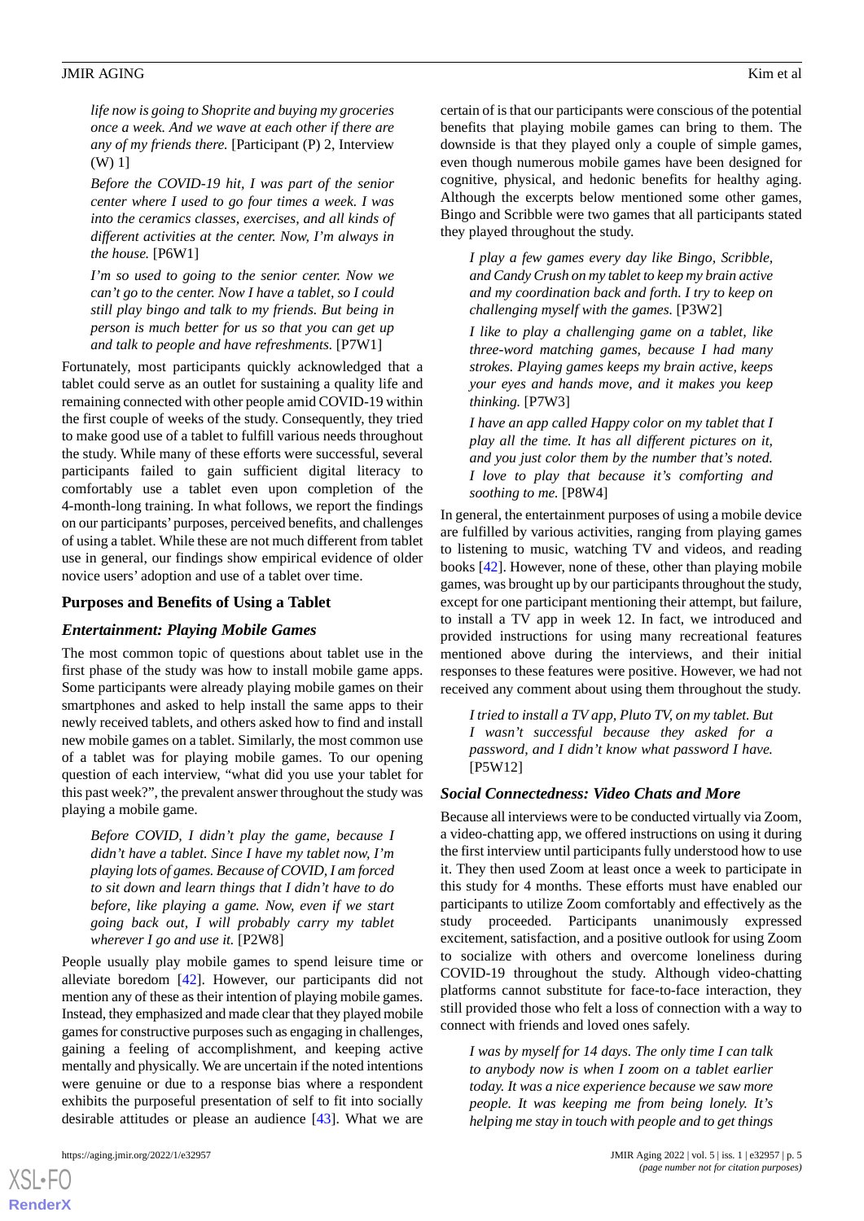> *life now is going to Shoprite and buying my groceries once a week. And we wave at each other if there are any of my friends there.* [Participant (P) 2, Interview (W) 1]

> *Before the COVID-19 hit, I was part of the senior center where I used to go four times a week. I was into the ceramics classes, exercises, and all kinds of different activities at the center. Now, I'm always in the house.* [P6W1]

> *I'm so used to going to the senior center. Now we can't go to the center. Now I have a tablet, so I could still play bingo and talk to my friends. But being in person is much better for us so that you can get up and talk to people and have refreshments.* [P7W1]

Fortunately, most participants quickly acknowledged that a tablet could serve as an outlet for sustaining a quality life and remaining connected with other people amid COVID-19 within the first couple of weeks of the study. Consequently, they tried to make good use of a tablet to fulfill various needs throughout the study. While many of these efforts were successful, several participants failed to gain sufficient digital literacy to comfortably use a tablet even upon completion of the 4-month-long training. In what follows, we report the findings on our participants' purposes, perceived benefits, and challenges of using a tablet. While these are not much different from tablet use in general, our findings show empirical evidence of older novice users' adoption and use of a tablet over time.

## Purposes and Benefits of Using a Tablet

### Entertainment: Playing Mobile Games

The most common topic of questions about tablet use in the first phase of the study was how to install mobile game apps. Some participants were already playing mobile games on their smartphones and asked to help install the same apps to their newly received tablets, and others asked how to find and install new mobile games on a tablet. Similarly, the most common use of a tablet was for playing mobile games. To our opening question of each interview, "what did you use your tablet for this past week?", the prevalent answer throughout the study was playing a mobile game.

> *Before COVID, I didn't play the game, because I didn't have a tablet. Since I have my tablet now, I'm playing lots of games. Because of COVID, I am forced to sit down and learn things that I didn't have to do before, like playing a game. Now, even if we start going back out, I will probably carry my tablet wherever I go and use it.* [P2W8]

People usually play mobile games to spend leisure time or alleviate boredom [42]. However, our participants did not mention any of these as their intention of playing mobile games. Instead, they emphasized and made clear that they played mobile games for constructive purposes such as engaging in challenges, gaining a feeling of accomplishment, and keeping active mentally and physically. We are uncertain if the noted intentions were genuine or due to a response bias where a respondent exhibits the purposeful presentation of self to fit into socially desirable attitudes or please an audience [43]. What we are certain of is that our participants were conscious of the potential benefits that playing mobile games can bring to them. The downside is that they played only a couple of simple games, even though numerous mobile games have been designed for cognitive, physical, and hedonic benefits for healthy aging. Although the excerpts below mentioned some other games, Bingo and Scribble were two games that all participants stated they played throughout the study.

> *I play a few games every day like Bingo, Scribble, and Candy Crush on my tablet to keep my brain active and my coordination back and forth. I try to keep on challenging myself with the games.* [P3W2]

> *I like to play a challenging game on a tablet, like three-word matching games, because I had many strokes. Playing games keeps my brain active, keeps your eyes and hands move, and it makes you keep thinking.* [P7W3]

> *I have an app called Happy color on my tablet that I play all the time. It has all different pictures on it, and you just color them by the number that's noted. I love to play that because it's comforting and soothing to me.* [P8W4]

In general, the entertainment purposes of using a mobile device are fulfilled by various activities, ranging from playing games to listening to music, watching TV and videos, and reading books [42]. However, none of these, other than playing mobile games, was brought up by our participants throughout the study, except for one participant mentioning their attempt, but failure, to install a TV app in week 12. In fact, we introduced and provided instructions for using many recreational features mentioned above during the interviews, and their initial responses to these features were positive. However, we had not received any comment about using them throughout the study.

> *I tried to install a TV app, Pluto TV, on my tablet. But I wasn't successful because they asked for a password, and I didn't know what password I have.* [P5W12]

### Social Connectedness: Video Chats and More

Because all interviews were to be conducted virtually via Zoom, a video-chatting app, we offered instructions on using it during the first interview until participants fully understood how to use it. They then used Zoom at least once a week to participate in this study for 4 months. These efforts must have enabled our participants to utilize Zoom comfortably and effectively as the study proceeded. Participants unanimously expressed excitement, satisfaction, and a positive outlook for using Zoom to socialize with others and overcome loneliness during COVID-19 throughout the study. Although video-chatting platforms cannot substitute for face-to-face interaction, they still provided those who felt a loss of connection with a way to connect with friends and loved ones safely.

> *I was by myself for 14 days. The only time I can talk to anybody now is when I zoom on a tablet earlier today. It was a nice experience because we saw more people. It was keeping me from being lonely. It's helping me stay in touch with people and to get things*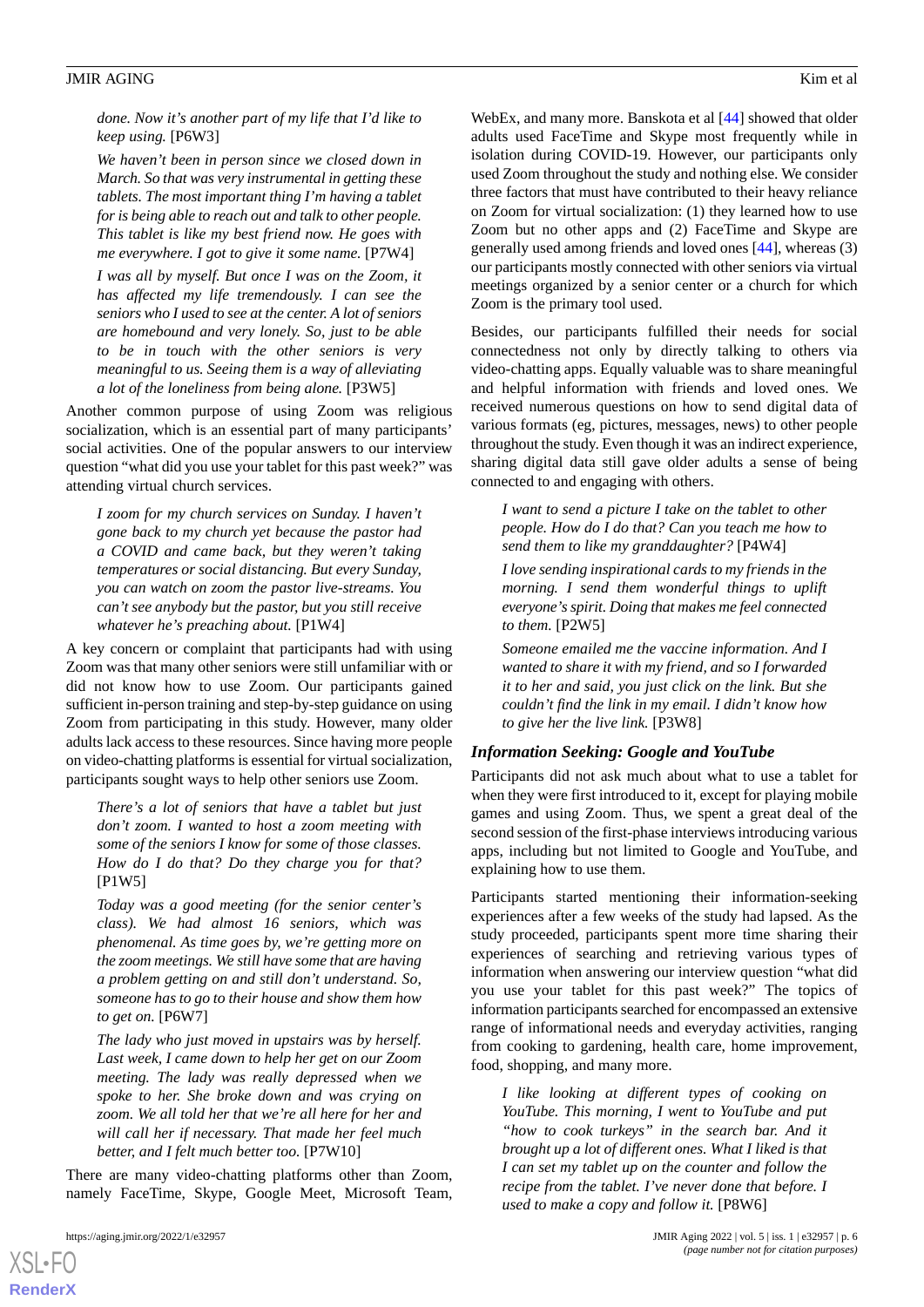*done. Now it's another part of my life that I'd like to keep using.* [P6W3]

*We haven't been in person since we closed down in March. So that was very instrumental in getting these tablets. The most important thing I'm having a tablet for is being able to reach out and talk to other people. This tablet is like my best friend now. He goes with me everywhere. I got to give it some name.* [P7W4]

*I was all by myself. But once I was on the Zoom, it has affected my life tremendously. I can see the seniors who I used to see at the center. A lot of seniors are homebound and very lonely. So, just to be able to be in touch with the other seniors is very meaningful to us. Seeing them is a way of alleviating a lot of the loneliness from being alone.* [P3W5]

Another common purpose of using Zoom was religious socialization, which is an essential part of many participants' social activities. One of the popular answers to our interview question "what did you use your tablet for this past week?" was attending virtual church services.

*I zoom for my church services on Sunday. I haven't gone back to my church yet because the pastor had a COVID and came back, but they weren't taking temperatures or social distancing. But every Sunday, you can watch on zoom the pastor live-streams. You can't see anybody but the pastor, but you still receive whatever he's preaching about.* [P1W4]

A key concern or complaint that participants had with using Zoom was that many other seniors were still unfamiliar with or did not know how to use Zoom. Our participants gained sufficient in-person training and step-by-step guidance on using Zoom from participating in this study. However, many older adults lack access to these resources. Since having more people on video-chatting platforms is essential for virtual socialization, participants sought ways to help other seniors use Zoom.

*There's a lot of seniors that have a tablet but just don't zoom. I wanted to host a zoom meeting with some of the seniors I know for some of those classes. How do I do that? Do they charge you for that?* [P1W5]

*Today was a good meeting (for the senior center's class). We had almost 16 seniors, which was phenomenal. As time goes by, we're getting more on the zoom meetings. We still have some that are having a problem getting on and still don't understand. So, someone has to go to their house and show them how to get on.* [P6W7]

*The lady who just moved in upstairs was by herself. Last week, I came down to help her get on our Zoom meeting. The lady was really depressed when we spoke to her. She broke down and was crying on zoom. We all told her that we're all here for her and will call her if necessary. That made her feel much better, and I felt much better too.* [P7W10]

There are many video-chatting platforms other than Zoom, namely FaceTime, Skype, Google Meet, Microsoft Team, WebEx, and many more. Banskota et al [44] showed that older adults used FaceTime and Skype most frequently while in isolation during COVID-19. However, our participants only used Zoom throughout the study and nothing else. We consider three factors that must have contributed to their heavy reliance on Zoom for virtual socialization: (1) they learned how to use Zoom but no other apps and (2) FaceTime and Skype are generally used among friends and loved ones [44], whereas (3) our participants mostly connected with other seniors via virtual meetings organized by a senior center or a church for which Zoom is the primary tool used.

Besides, our participants fulfilled their needs for social connectedness not only by directly talking to others via video-chatting apps. Equally valuable was to share meaningful and helpful information with friends and loved ones. We received numerous questions on how to send digital data of various formats (eg, pictures, messages, news) to other people throughout the study. Even though it was an indirect experience, sharing digital data still gave older adults a sense of being connected to and engaging with others.

*I want to send a picture I take on the tablet to other people. How do I do that? Can you teach me how to send them to like my granddaughter?* [P4W4]

*I love sending inspirational cards to my friends in the morning. I send them wonderful things to uplift everyone's spirit. Doing that makes me feel connected to them.* [P2W5]

*Someone emailed me the vaccine information. And I wanted to share it with my friend, and so I forwarded it to her and said, you just click on the link. But she couldn't find the link in my email. I didn't know how to give her the live link.* [P3W8]

### *Information Seeking: Google and YouTube*

Participants did not ask much about what to use a tablet for when they were first introduced to it, except for playing mobile games and using Zoom. Thus, we spent a great deal of the second session of the first-phase interviews introducing various apps, including but not limited to Google and YouTube, and explaining how to use them.

Participants started mentioning their information-seeking experiences after a few weeks of the study had lapsed. As the study proceeded, participants spent more time sharing their experiences of searching and retrieving various types of information when answering our interview question "what did you use your tablet for this past week?" The topics of information participants searched for encompassed an extensive range of informational needs and everyday activities, ranging from cooking to gardening, health care, home improvement, food, shopping, and many more.

*I like looking at different types of cooking on YouTube. This morning, I went to YouTube and put "how to cook turkeys" in the search bar. And it brought up a lot of different ones. What I liked is that I can set my tablet up on the counter and follow the recipe from the tablet. I've never done that before. I used to make a copy and follow it.* [P8W6]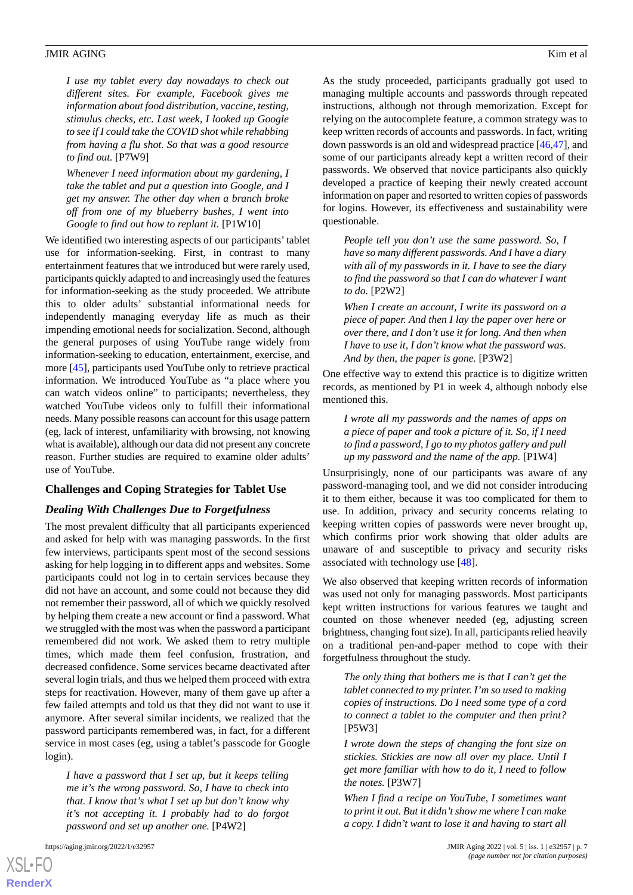> *I use my tablet every day nowadays to check out different sites. For example, Facebook gives me information about food distribution, vaccine, testing, stimulus checks, etc. Last week, I looked up Google to see if I could take the COVID shot while rehabbing from having a flu shot. So that was a good resource to find out.* [P7W9]

> *Whenever I need information about my gardening, I take the tablet and put a question into Google, and I get my answer. The other day when a branch broke off from one of my blueberry bushes, I went into Google to find out how to replant it.* [P1W10]

We identified two interesting aspects of our participants' tablet use for information-seeking. First, in contrast to many entertainment features that we introduced but were rarely used, participants quickly adapted to and increasingly used the features for information-seeking as the study proceeded. We attribute this to older adults' substantial informational needs for independently managing everyday life as much as their impending emotional needs for socialization. Second, although the general purposes of using YouTube range widely from information-seeking to education, entertainment, exercise, and more [45], participants used YouTube only to retrieve practical information. We introduced YouTube as "a place where you can watch videos online" to participants; nevertheless, they watched YouTube videos only to fulfill their informational needs. Many possible reasons can account for this usage pattern (eg, lack of interest, unfamiliarity with browsing, not knowing what is available), although our data did not present any concrete reason. Further studies are required to examine older adults' use of YouTube.

## Challenges and Coping Strategies for Tablet Use

### Dealing With Challenges Due to Forgetfulness

The most prevalent difficulty that all participants experienced and asked for help with was managing passwords. In the first few interviews, participants spent most of the second sessions asking for help logging in to different apps and websites. Some participants could not log in to certain services because they did not have an account, and some could not because they did not remember their password, all of which we quickly resolved by helping them create a new account or find a password. What we struggled with the most was when the password a participant remembered did not work. We asked them to retry multiple times, which made them feel confusion, frustration, and decreased confidence. Some services became deactivated after several login trials, and thus we helped them proceed with extra steps for reactivation. However, many of them gave up after a few failed attempts and told us that they did not want to use it anymore. After several similar incidents, we realized that the password participants remembered was, in fact, for a different service in most cases (eg, using a tablet's passcode for Google login).

> *I have a password that I set up, but it keeps telling me it's the wrong password. So, I have to check into that. I know that's what I set up but don't know why it's not accepting it. I probably had to do forgot password and set up another one.* [P4W2]

As the study proceeded, participants gradually got used to managing multiple accounts and passwords through repeated instructions, although not through memorization. Except for relying on the autocomplete feature, a common strategy was to keep written records of accounts and passwords. In fact, writing down passwords is an old and widespread practice [46,47], and some of our participants already kept a written record of their passwords. We observed that novice participants also quickly developed a practice of keeping their newly created account information on paper and resorted to written copies of passwords for logins. However, its effectiveness and sustainability were questionable.

> *People tell you don't use the same password. So, I have so many different passwords. And I have a diary with all of my passwords in it. I have to see the diary to find the password so that I can do whatever I want to do.* [P2W2]

> *When I create an account, I write its password on a piece of paper. And then I lay the paper over here or over there, and I don't use it for long. And then when I have to use it, I don't know what the password was. And by then, the paper is gone.* [P3W2]

One effective way to extend this practice is to digitize written records, as mentioned by P1 in week 4, although nobody else mentioned this.

> *I wrote all my passwords and the names of apps on a piece of paper and took a picture of it. So, if I need to find a password, I go to my photos gallery and pull up my password and the name of the app.* [P1W4]

Unsurprisingly, none of our participants was aware of any password-managing tool, and we did not consider introducing it to them either, because it was too complicated for them to use. In addition, privacy and security concerns relating to keeping written copies of passwords were never brought up, which confirms prior work showing that older adults are unaware of and susceptible to privacy and security risks associated with technology use [48].

We also observed that keeping written records of information was used not only for managing passwords. Most participants kept written instructions for various features we taught and counted on those whenever needed (eg, adjusting screen brightness, changing font size). In all, participants relied heavily on a traditional pen-and-paper method to cope with their forgetfulness throughout the study.

> *The only thing that bothers me is that I can't get the tablet connected to my printer. I'm so used to making copies of instructions. Do I need some type of a cord to connect a tablet to the computer and then print?* [P5W3]

> *I wrote down the steps of changing the font size on stickies. Stickies are now all over my place. Until I get more familiar with how to do it, I need to follow the notes.* [P3W7]

> *When I find a recipe on YouTube, I sometimes want to print it out. But it didn't show me where I can make a copy. I didn't want to lose it and having to start all*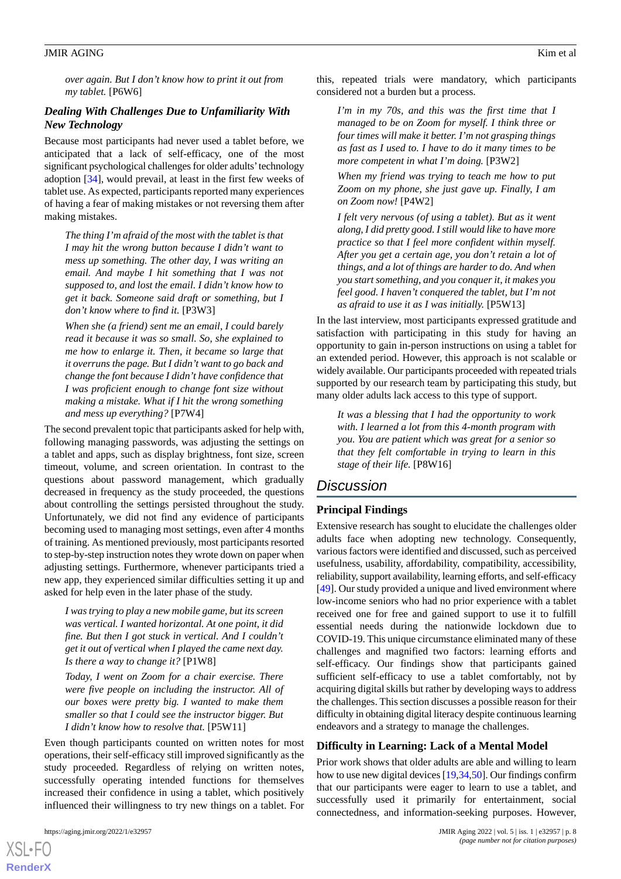> *over again. But I don't know how to print it out from my tablet.* [P6W6]

### Dealing With Challenges Due to Unfamiliarity With New Technology

Because most participants had never used a tablet before, we anticipated that a lack of self-efficacy, one of the most significant psychological challenges for older adults' technology adoption [34], would prevail, at least in the first few weeks of tablet use. As expected, participants reported many experiences of having a fear of making mistakes or not reversing them after making mistakes.

> *The thing I'm afraid of the most with the tablet is that I may hit the wrong button because I didn't want to mess up something. The other day, I was writing an email. And maybe I hit something that I was not supposed to, and lost the email. I didn't know how to get it back. Someone said draft or something, but I don't know where to find it.* [P3W3]

> *When she (a friend) sent me an email, I could barely read it because it was so small. So, she explained to me how to enlarge it. Then, it became so large that it overruns the page. But I didn't want to go back and change the font because I didn't have confidence that I was proficient enough to change font size without making a mistake. What if I hit the wrong something and mess up everything?* [P7W4]

The second prevalent topic that participants asked for help with, following managing passwords, was adjusting the settings on a tablet and apps, such as display brightness, font size, screen timeout, volume, and screen orientation. In contrast to the questions about password management, which gradually decreased in frequency as the study proceeded, the questions about controlling the settings persisted throughout the study. Unfortunately, we did not find any evidence of participants becoming used to managing most settings, even after 4 months of training. As mentioned previously, most participants resorted to step-by-step instruction notes they wrote down on paper when adjusting settings. Furthermore, whenever participants tried a new app, they experienced similar difficulties setting it up and asked for help even in the later phase of the study.

> *I was trying to play a new mobile game, but its screen was vertical. I wanted horizontal. At one point, it did fine. But then I got stuck in vertical. And I couldn't get it out of vertical when I played the came next day. Is there a way to change it?* [P1W8]

> *Today, I went on Zoom for a chair exercise. There were five people on including the instructor. All of our boxes were pretty big. I wanted to make them smaller so that I could see the instructor bigger. But I didn't know how to resolve that.* [P5W11]

Even though participants counted on written notes for most operations, their self-efficacy still improved significantly as the study proceeded. Regardless of relying on written notes, successfully operating intended functions for themselves increased their confidence in using a tablet, which positively influenced their willingness to try new things on a tablet. For this, repeated trials were mandatory, which participants considered not a burden but a process.

> *I'm in my 70s, and this was the first time that I managed to be on Zoom for myself. I think three or four times will make it better. I'm not grasping things as fast as I used to. I have to do it many times to be more competent in what I'm doing.* [P3W2]

> *When my friend was trying to teach me how to put Zoom on my phone, she just gave up. Finally, I am on Zoom now!* [P4W2]

> *I felt very nervous (of using a tablet). But as it went along, I did pretty good. I still would like to have more practice so that I feel more confident within myself. After you get a certain age, you don't retain a lot of things, and a lot of things are harder to do. And when you start something, and you conquer it, it makes you feel good. I haven't conquered the tablet, but I'm not as afraid to use it as I was initially.* [P5W13]

In the last interview, most participants expressed gratitude and satisfaction with participating in this study for having an opportunity to gain in-person instructions on using a tablet for an extended period. However, this approach is not scalable or widely available. Our participants proceeded with repeated trials supported by our research team by participating this study, but many older adults lack access to this type of support.

> *It was a blessing that I had the opportunity to work with. I learned a lot from this 4-month program with you. You are patient which was great for a senior so that they felt comfortable in trying to learn in this stage of their life.* [P8W16]

## Discussion

### Principal Findings

Extensive research has sought to elucidate the challenges older adults face when adopting new technology. Consequently, various factors were identified and discussed, such as perceived usefulness, usability, affordability, compatibility, accessibility, reliability, support availability, learning efforts, and self-efficacy [49]. Our study provided a unique and lived environment where low-income seniors who had no prior experience with a tablet received one for free and gained support to use it to fulfill essential needs during the nationwide lockdown due to COVID-19. This unique circumstance eliminated many of these challenges and magnified two factors: learning efforts and self-efficacy. Our findings show that participants gained sufficient self-efficacy to use a tablet comfortably, not by acquiring digital skills but rather by developing ways to address the challenges. This section discusses a possible reason for their difficulty in obtaining digital literacy despite continuous learning endeavors and a strategy to manage the challenges.

### Difficulty in Learning: Lack of a Mental Model

Prior work shows that older adults are able and willing to learn how to use new digital devices [19,34,50]. Our findings confirm that our participants were eager to learn to use a tablet, and successfully used it primarily for entertainment, social connectedness, and information-seeking purposes. However,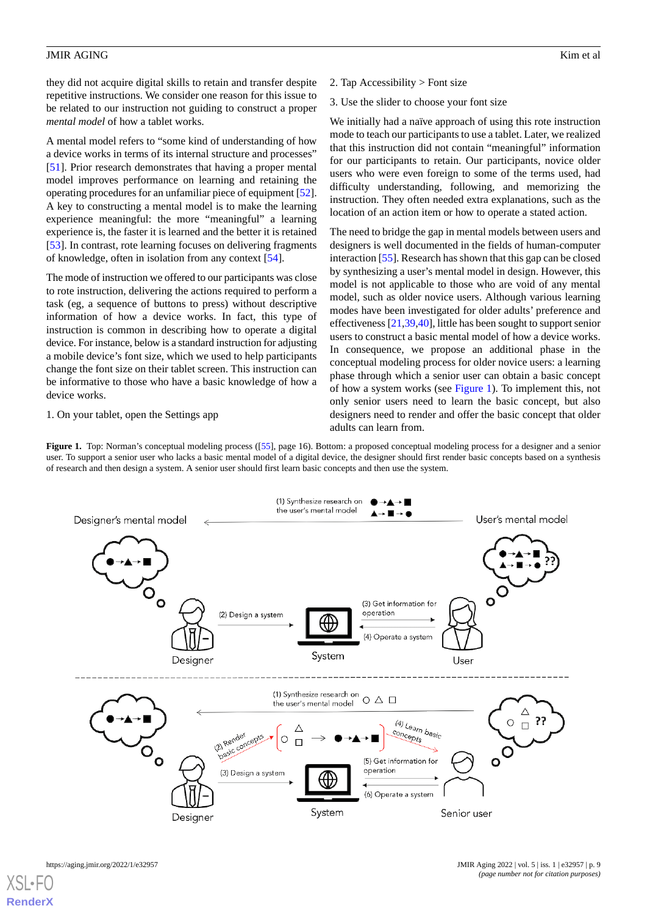they did not acquire digital skills to retain and transfer despite repetitive instructions. We consider one reason for this issue to be related to our instruction not guiding to construct a proper *mental model* of how a tablet works.

A mental model refers to "some kind of understanding of how a device works in terms of its internal structure and processes" [51]. Prior research demonstrates that having a proper mental model improves performance on learning and retaining the operating procedures for an unfamiliar piece of equipment [52]. A key to constructing a mental model is to make the learning experience meaningful: the more "meaningful" a learning experience is, the faster it is learned and the better it is retained [53]. In contrast, rote learning focuses on delivering fragments of knowledge, often in isolation from any context [54].

The mode of instruction we offered to our participants was close to rote instruction, delivering the actions required to perform a task (eg, a sequence of buttons to press) without descriptive information of how a device works. In fact, this type of instruction is common in describing how to operate a digital device. For instance, below is a standard instruction for adjusting a mobile device's font size, which we used to help participants change the font size on their tablet screen. This instruction can be informative to those who have a basic knowledge of how a device works.

1. On your tablet, open the Settings app
2. Tap Accessibility > Font size
3. Use the slider to choose your font size

We initially had a naïve approach of using this rote instruction mode to teach our participants to use a tablet. Later, we realized that this instruction did not contain "meaningful" information for our participants to retain. Our participants, novice older users who were even foreign to some of the terms used, had difficulty understanding, following, and memorizing the instruction. They often needed extra explanations, such as the location of an action item or how to operate a stated action.

The need to bridge the gap in mental models between users and designers is well documented in the fields of human-computer interaction [55]. Research has shown that this gap can be closed by synthesizing a user's mental model in design. However, this model is not applicable to those who are void of any mental model, such as older novice users. Although various learning modes have been investigated for older adults' preference and effectiveness [21,39,40], little has been sought to support senior users to construct a basic mental model of how a device works. In consequence, we propose an additional phase in the conceptual modeling process for older novice users: a learning phase through which a senior user can obtain a basic concept of how a system works (see Figure 1). To implement this, not only senior users need to learn the basic concept, but also designers need to render and offer the basic concept that older adults can learn from.

**Figure 1.** Top: Norman's conceptual modeling process ([55], page 16). Bottom: a proposed conceptual modeling process for a designer and a senior user. To support a senior user who lacks a basic mental model of a digital device, the designer should first render basic concepts based on a synthesis of research and then design a system. A senior user should first learn basic concepts and then use the system.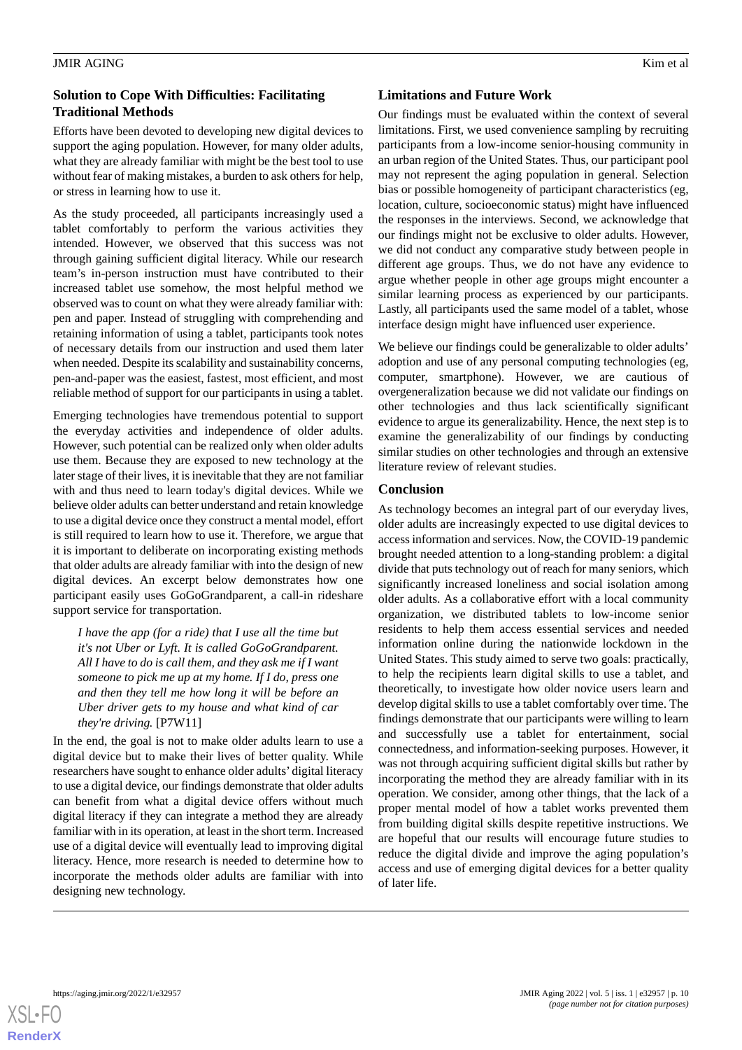### Solution to Cope With Difficulties: Facilitating Traditional Methods

Efforts have been devoted to developing new digital devices to support the aging population. However, for many older adults, what they are already familiar with might be the best tool to use without fear of making mistakes, a burden to ask others for help, or stress in learning how to use it.

As the study proceeded, all participants increasingly used a tablet comfortably to perform the various activities they intended. However, we observed that this success was not through gaining sufficient digital literacy. While our research team's in-person instruction must have contributed to their increased tablet use somehow, the most helpful method we observed was to count on what they were already familiar with: pen and paper. Instead of struggling with comprehending and retaining information of using a tablet, participants took notes of necessary details from our instruction and used them later when needed. Despite its scalability and sustainability concerns, pen-and-paper was the easiest, fastest, most efficient, and most reliable method of support for our participants in using a tablet.

Emerging technologies have tremendous potential to support the everyday activities and independence of older adults. However, such potential can be realized only when older adults use them. Because they are exposed to new technology at the later stage of their lives, it is inevitable that they are not familiar with and thus need to learn today's digital devices. While we believe older adults can better understand and retain knowledge to use a digital device once they construct a mental model, effort is still required to learn how to use it. Therefore, we argue that it is important to deliberate on incorporating existing methods that older adults are already familiar with into the design of new digital devices. An excerpt below demonstrates how one participant easily uses GoGoGrandparent, a call-in rideshare support service for transportation.

> *I have the app (for a ride) that I use all the time but it's not Uber or Lyft. It is called GoGoGrandparent. All I have to do is call them, and they ask me if I want someone to pick me up at my home. If I do, press one and then they tell me how long it will be before an Uber driver gets to my house and what kind of car they're driving.* [P7W11]

In the end, the goal is not to make older adults learn to use a digital device but to make their lives of better quality. While researchers have sought to enhance older adults' digital literacy to use a digital device, our findings demonstrate that older adults can benefit from what a digital device offers without much digital literacy if they can integrate a method they are already familiar with in its operation, at least in the short term. Increased use of a digital device will eventually lead to improving digital literacy. Hence, more research is needed to determine how to incorporate the methods older adults are familiar with into designing new technology.

### Limitations and Future Work

Our findings must be evaluated within the context of several limitations. First, we used convenience sampling by recruiting participants from a low-income senior-housing community in an urban region of the United States. Thus, our participant pool may not represent the aging population in general. Selection bias or possible homogeneity of participant characteristics (eg, location, culture, socioeconomic status) might have influenced the responses in the interviews. Second, we acknowledge that our findings might not be exclusive to older adults. However, we did not conduct any comparative study between people in different age groups. Thus, we do not have any evidence to argue whether people in other age groups might encounter a similar learning process as experienced by our participants. Lastly, all participants used the same model of a tablet, whose interface design might have influenced user experience.

We believe our findings could be generalizable to older adults' adoption and use of any personal computing technologies (eg, computer, smartphone). However, we are cautious of overgeneralization because we did not validate our findings on other technologies and thus lack scientifically significant evidence to argue its generalizability. Hence, the next step is to examine the generalizability of our findings by conducting similar studies on other technologies and through an extensive literature review of relevant studies.

### Conclusion

As technology becomes an integral part of our everyday lives, older adults are increasingly expected to use digital devices to access information and services. Now, the COVID-19 pandemic brought needed attention to a long-standing problem: a digital divide that puts technology out of reach for many seniors, which significantly increased loneliness and social isolation among older adults. As a collaborative effort with a local community organization, we distributed tablets to low-income senior residents to help them access essential services and needed information online during the nationwide lockdown in the United States. This study aimed to serve two goals: practically, to help the recipients learn digital skills to use a tablet, and theoretically, to investigate how older novice users learn and develop digital skills to use a tablet comfortably over time. The findings demonstrate that our participants were willing to learn and successfully use a tablet for entertainment, social connectedness, and information-seeking purposes. However, it was not through acquiring sufficient digital skills but rather by incorporating the method they are already familiar with in its operation. We consider, among other things, that the lack of a proper mental model of how a tablet works prevented them from building digital skills despite repetitive instructions. We are hopeful that our results will encourage future studies to reduce the digital divide and improve the aging population's access and use of emerging digital devices for a better quality of later life.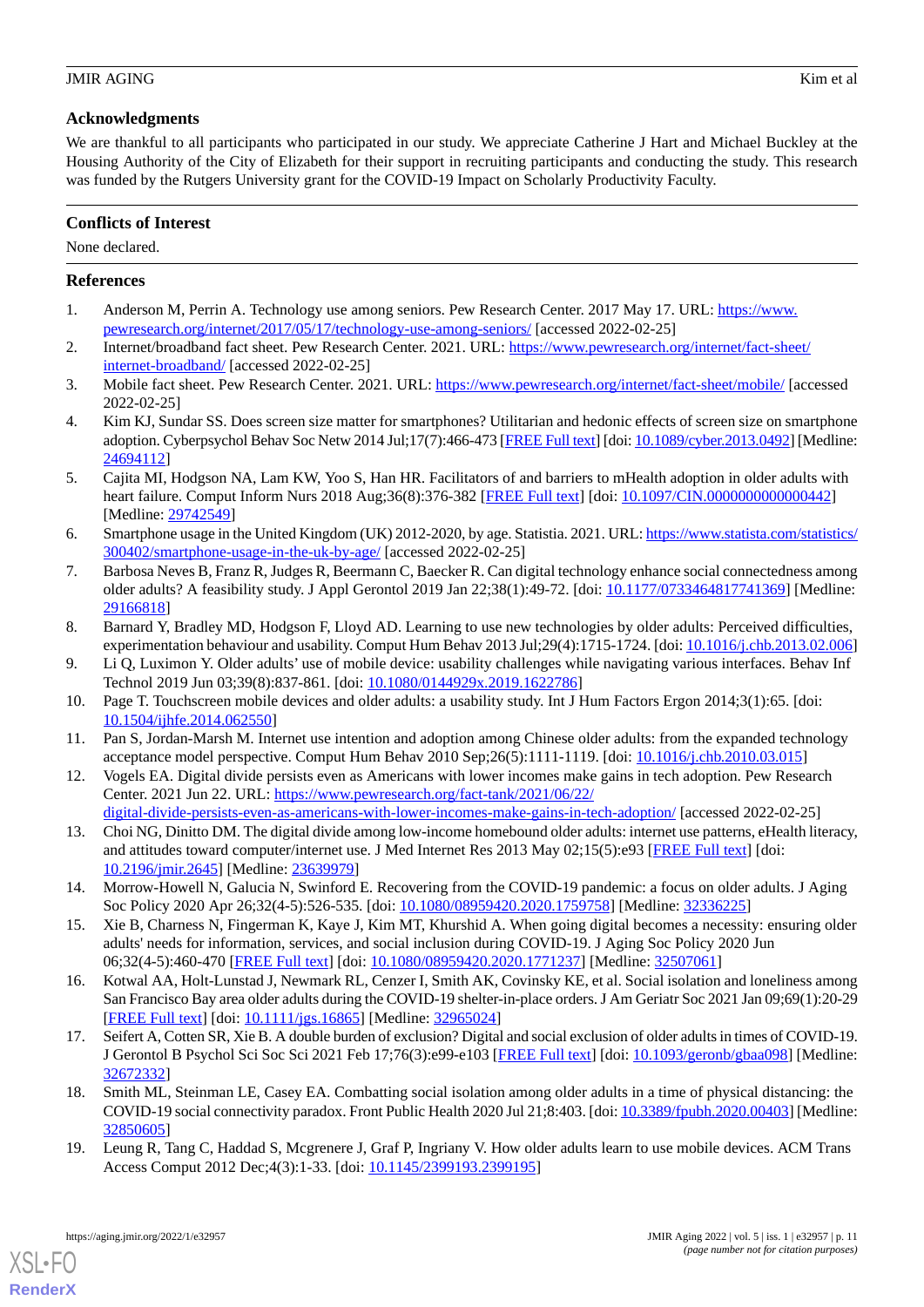## Acknowledgments

We are thankful to all participants who participated in our study. We appreciate Catherine J Hart and Michael Buckley at the Housing Authority of the City of Elizabeth for their support in recruiting participants and conducting the study. This research was funded by the Rutgers University grant for the COVID-19 Impact on Scholarly Productivity Faculty.

## Conflicts of Interest

None declared.

## References

1. Anderson M, Perrin A. Technology use among seniors. Pew Research Center. 2017 May 17. URL: https://www.pewresearch.org/internet/2017/05/17/technology-use-among-seniors/ [accessed 2022-02-25]
2. Internet/broadband fact sheet. Pew Research Center. 2021. URL: https://www.pewresearch.org/internet/fact-sheet/internet-broadband/ [accessed 2022-02-25]
3. Mobile fact sheet. Pew Research Center. 2021. URL: https://www.pewresearch.org/internet/fact-sheet/mobile/ [accessed 2022-02-25]
4. Kim KJ, Sundar SS. Does screen size matter for smartphones? Utilitarian and hedonic effects of screen size on smartphone adoption. Cyberpsychol Behav Soc Netw 2014 Jul;17(7):466-473 [FREE Full text] [doi: 10.1089/cyber.2013.0492] [Medline: 24694112]
5. Cajita MI, Hodgson NA, Lam KW, Yoo S, Han HR. Facilitators of and barriers to mHealth adoption in older adults with heart failure. Comput Inform Nurs 2018 Aug;36(8):376-382 [FREE Full text] [doi: 10.1097/CIN.0000000000000442] [Medline: 29742549]
6. Smartphone usage in the United Kingdom (UK) 2012-2020, by age. Statistia. 2021. URL: https://www.statista.com/statistics/300402/smartphone-usage-in-the-uk-by-age/ [accessed 2022-02-25]
7. Barbosa Neves B, Franz R, Judges R, Beermann C, Baecker R. Can digital technology enhance social connectedness among older adults? A feasibility study. J Appl Gerontol 2019 Jan 22;38(1):49-72. [doi: 10.1177/0733464817741369] [Medline: 29166818]
8. Barnard Y, Bradley MD, Hodgson F, Lloyd AD. Learning to use new technologies by older adults: Perceived difficulties, experimentation behaviour and usability. Comput Hum Behav 2013 Jul;29(4):1715-1724. [doi: 10.1016/j.chb.2013.02.006]
9. Li Q, Luximon Y. Older adults' use of mobile device: usability challenges while navigating various interfaces. Behav Inf Technol 2019 Jun 03;39(8):837-861. [doi: 10.1080/0144929x.2019.1622786]
10. Page T. Touchscreen mobile devices and older adults: a usability study. Int J Hum Factors Ergon 2014;3(1):65. [doi: 10.1504/ijhfe.2014.062550]
11. Pan S, Jordan-Marsh M. Internet use intention and adoption among Chinese older adults: from the expanded technology acceptance model perspective. Comput Hum Behav 2010 Sep;26(5):1111-1119. [doi: 10.1016/j.chb.2010.03.015]
12. Vogels EA. Digital divide persists even as Americans with lower incomes make gains in tech adoption. Pew Research Center. 2021 Jun 22. URL: https://www.pewresearch.org/fact-tank/2021/06/22/digital-divide-persists-even-as-americans-with-lower-incomes-make-gains-in-tech-adoption/ [accessed 2022-02-25]
13. Choi NG, Dinitto DM. The digital divide among low-income homebound older adults: internet use patterns, eHealth literacy, and attitudes toward computer/internet use. J Med Internet Res 2013 May 02;15(5):e93 [FREE Full text] [doi: 10.2196/jmir.2645] [Medline: 23639979]
14. Morrow-Howell N, Galucia N, Swinford E. Recovering from the COVID-19 pandemic: a focus on older adults. J Aging Soc Policy 2020 Apr 26;32(4-5):526-535. [doi: 10.1080/08959420.2020.1759758] [Medline: 32336225]
15. Xie B, Charness N, Fingerman K, Kaye J, Kim MT, Khurshid A. When going digital becomes a necessity: ensuring older adults' needs for information, services, and social inclusion during COVID-19. J Aging Soc Policy 2020 Jun 06;32(4-5):460-470 [FREE Full text] [doi: 10.1080/08959420.2020.1771237] [Medline: 32507061]
16. Kotwal AA, Holt-Lunstad J, Newmark RL, Cenzer I, Smith AK, Covinsky KE, et al. Social isolation and loneliness among San Francisco Bay area older adults during the COVID-19 shelter-in-place orders. J Am Geriatr Soc 2021 Jan 09;69(1):20-29 [FREE Full text] [doi: 10.1111/jgs.16865] [Medline: 32965024]
17. Seifert A, Cotten SR, Xie B. A double burden of exclusion? Digital and social exclusion of older adults in times of COVID-19. J Gerontol B Psychol Sci Soc Sci 2021 Feb 17;76(3):e99-e103 [FREE Full text] [doi: 10.1093/geronb/gbaa098] [Medline: 32672332]
18. Smith ML, Steinman LE, Casey EA. Combatting social isolation among older adults in a time of physical distancing: the COVID-19 social connectivity paradox. Front Public Health 2020 Jul 21;8:403. [doi: 10.3389/fpubh.2020.00403] [Medline: 32850605]
19. Leung R, Tang C, Haddad S, Mcgrenere J, Graf P, Ingriany V. How older adults learn to use mobile devices. ACM Trans Access Comput 2012 Dec;4(3):1-33. [doi: 10.1145/2399193.2399195]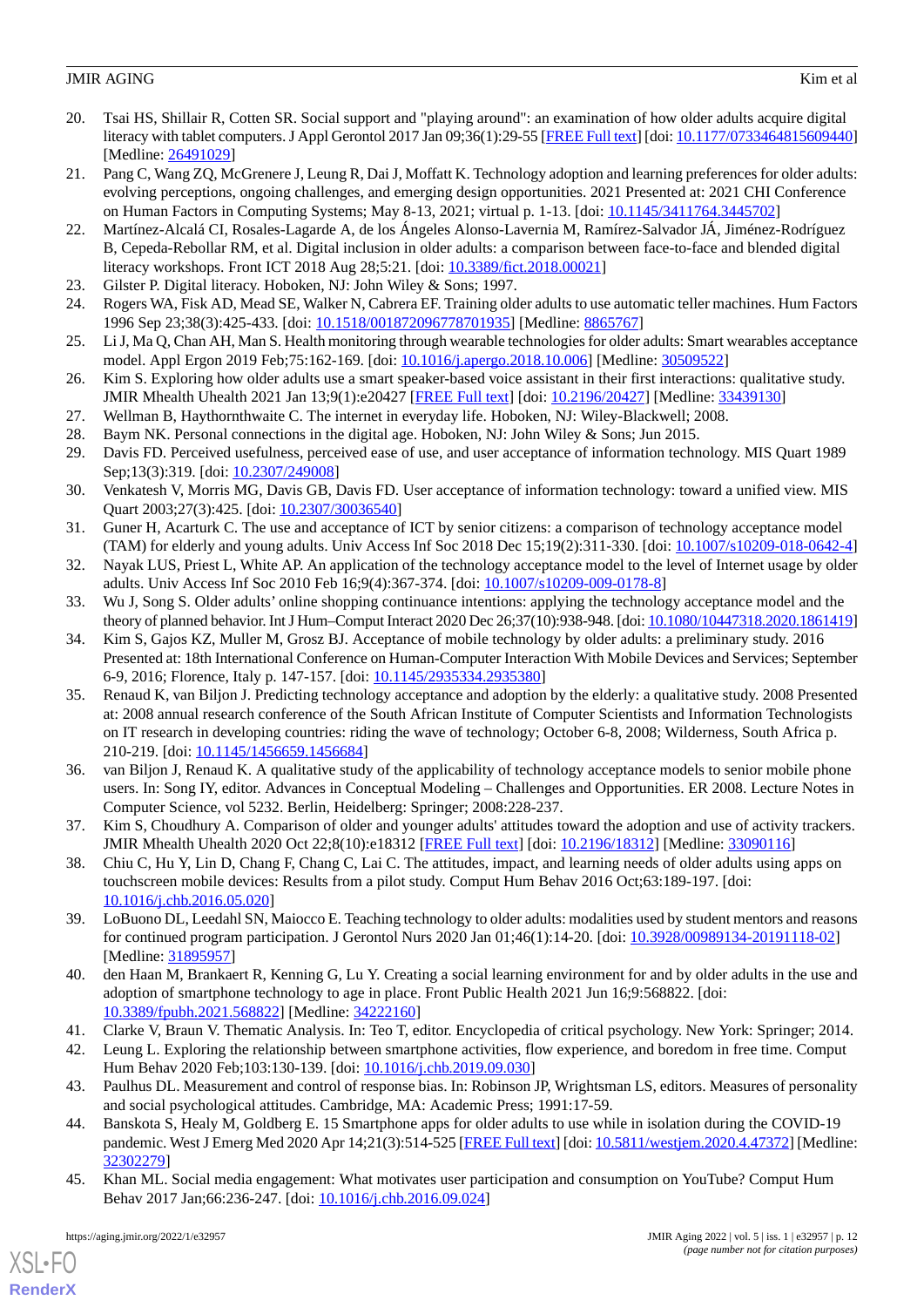20. Tsai HS, Shillair R, Cotten SR. Social support and "playing around": an examination of how older adults acquire digital literacy with tablet computers. J Appl Gerontol 2017 Jan 09;36(1):29-55 [FREE Full text] [doi: 10.1177/0733464815609440] [Medline: 26491029]
21. Pang C, Wang ZQ, McGrenere J, Leung R, Dai J, Moffatt K. Technology adoption and learning preferences for older adults: evolving perceptions, ongoing challenges, and emerging design opportunities. 2021 Presented at: 2021 CHI Conference on Human Factors in Computing Systems; May 8-13, 2021; virtual p. 1-13. [doi: 10.1145/3411764.3445702]
22. Martínez-Alcalá CI, Rosales-Lagarde A, de los Ángeles Alonso-Lavernia M, Ramírez-Salvador JÁ, Jiménez-Rodríguez B, Cepeda-Rebollar RM, et al. Digital inclusion in older adults: a comparison between face-to-face and blended digital literacy workshops. Front ICT 2018 Aug 28;5:21. [doi: 10.3389/fict.2018.00021]
23. Gilster P. Digital literacy. Hoboken, NJ: John Wiley & Sons; 1997.
24. Rogers WA, Fisk AD, Mead SE, Walker N, Cabrera EF. Training older adults to use automatic teller machines. Hum Factors 1996 Sep 23;38(3):425-433. [doi: 10.1518/001872096778701935] [Medline: 8865767]
25. Li J, Ma Q, Chan AH, Man S. Health monitoring through wearable technologies for older adults: Smart wearables acceptance model. Appl Ergon 2019 Feb;75:162-169. [doi: 10.1016/j.apergo.2018.10.006] [Medline: 30509522]
26. Kim S. Exploring how older adults use a smart speaker-based voice assistant in their first interactions: qualitative study. JMIR Mhealth Uhealth 2021 Jan 13;9(1):e20427 [FREE Full text] [doi: 10.2196/20427] [Medline: 33439130]
27. Wellman B, Haythornthwaite C. The internet in everyday life. Hoboken, NJ: Wiley-Blackwell; 2008.
28. Baym NK. Personal connections in the digital age. Hoboken, NJ: John Wiley & Sons; Jun 2015.
29. Davis FD. Perceived usefulness, perceived ease of use, and user acceptance of information technology. MIS Quart 1989 Sep;13(3):319. [doi: 10.2307/249008]
30. Venkatesh V, Morris MG, Davis GB, Davis FD. User acceptance of information technology: toward a unified view. MIS Quart 2003;27(3):425. [doi: 10.2307/30036540]
31. Guner H, Acarturk C. The use and acceptance of ICT by senior citizens: a comparison of technology acceptance model (TAM) for elderly and young adults. Univ Access Inf Soc 2018 Dec 15;19(2):311-330. [doi: 10.1007/s10209-018-0642-4]
32. Nayak LUS, Priest L, White AP. An application of the technology acceptance model to the level of Internet usage by older adults. Univ Access Inf Soc 2010 Feb 16;9(4):367-374. [doi: 10.1007/s10209-009-0178-8]
33. Wu J, Song S. Older adults' online shopping continuance intentions: applying the technology acceptance model and the theory of planned behavior. Int J Hum–Comput Interact 2020 Dec 26;37(10):938-948. [doi: 10.1080/10447318.2020.1861419]
34. Kim S, Gajos KZ, Muller M, Grosz BJ. Acceptance of mobile technology by older adults: a preliminary study. 2016 Presented at: 18th International Conference on Human-Computer Interaction With Mobile Devices and Services; September 6-9, 2016; Florence, Italy p. 147-157. [doi: 10.1145/2935334.2935380]
35. Renaud K, van Biljon J. Predicting technology acceptance and adoption by the elderly: a qualitative study. 2008 Presented at: 2008 annual research conference of the South African Institute of Computer Scientists and Information Technologists on IT research in developing countries: riding the wave of technology; October 6-8, 2008; Wilderness, South Africa p. 210-219. [doi: 10.1145/1456659.1456684]
36. van Biljon J, Renaud K. A qualitative study of the applicability of technology acceptance models to senior mobile phone users. In: Song IY, editor. Advances in Conceptual Modeling – Challenges and Opportunities. ER 2008. Lecture Notes in Computer Science, vol 5232. Berlin, Heidelberg: Springer; 2008:228-237.
37. Kim S, Choudhury A. Comparison of older and younger adults' attitudes toward the adoption and use of activity trackers. JMIR Mhealth Uhealth 2020 Oct 22;8(10):e18312 [FREE Full text] [doi: 10.2196/18312] [Medline: 33090116]
38. Chiu C, Hu Y, Lin D, Chang F, Chang C, Lai C. The attitudes, impact, and learning needs of older adults using apps on touchscreen mobile devices: Results from a pilot study. Comput Hum Behav 2016 Oct;63:189-197. [doi: 10.1016/j.chb.2016.05.020]
39. LoBuono DL, Leedahl SN, Maiocco E. Teaching technology to older adults: modalities used by student mentors and reasons for continued program participation. J Gerontol Nurs 2020 Jan 01;46(1):14-20. [doi: 10.3928/00989134-20191118-02] [Medline: 31895957]
40. den Haan M, Brankaert R, Kenning G, Lu Y. Creating a social learning environment for and by older adults in the use and adoption of smartphone technology to age in place. Front Public Health 2021 Jun 16;9:568822. [doi: 10.3389/fpubh.2021.568822] [Medline: 34222160]
41. Clarke V, Braun V. Thematic Analysis. In: Teo T, editor. Encyclopedia of critical psychology. New York: Springer; 2014.
42. Leung L. Exploring the relationship between smartphone activities, flow experience, and boredom in free time. Comput Hum Behav 2020 Feb;103:130-139. [doi: 10.1016/j.chb.2019.09.030]
43. Paulhus DL. Measurement and control of response bias. In: Robinson JP, Wrightsman LS, editors. Measures of personality and social psychological attitudes. Cambridge, MA: Academic Press; 1991:17-59.
44. Banskota S, Healy M, Goldberg E. 15 Smartphone apps for older adults to use while in isolation during the COVID-19 pandemic. West J Emerg Med 2020 Apr 14;21(3):514-525 [FREE Full text] [doi: 10.5811/westjem.2020.4.47372] [Medline: 32302279]
45. Khan ML. Social media engagement: What motivates user participation and consumption on YouTube? Comput Hum Behav 2017 Jan;66:236-247. [doi: 10.1016/j.chb.2016.09.024]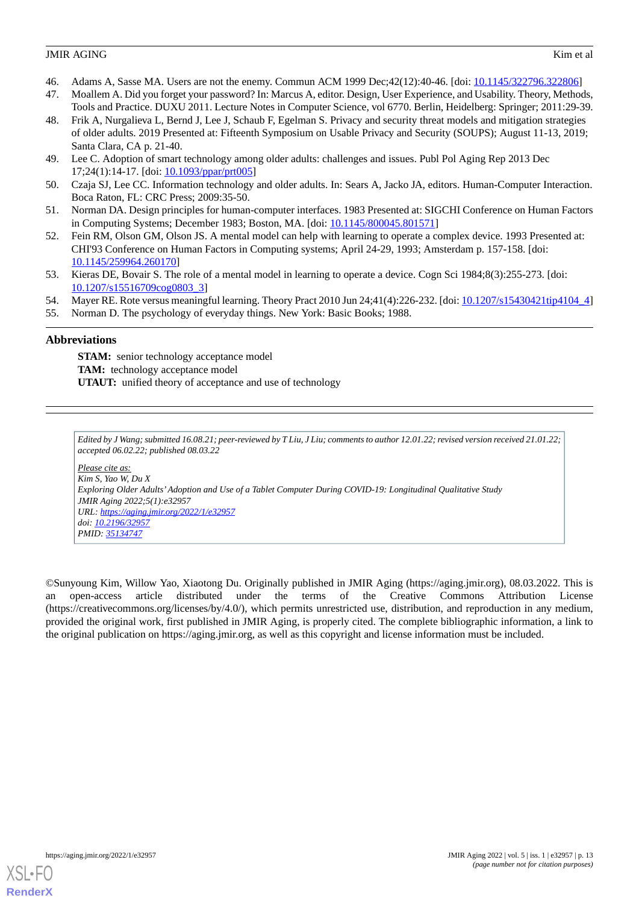46. Adams A, Sasse MA. Users are not the enemy. Commun ACM 1999 Dec;42(12):40-46. [doi: 10.1145/322796.322806]
47. Moallem A. Did you forget your password? In: Marcus A, editor. Design, User Experience, and Usability. Theory, Methods, Tools and Practice. DUXU 2011. Lecture Notes in Computer Science, vol 6770. Berlin, Heidelberg: Springer; 2011:29-39.
48. Frik A, Nurgalieva L, Bernd J, Lee J, Schaub F, Egelman S. Privacy and security threat models and mitigation strategies of older adults. 2019 Presented at: Fifteenth Symposium on Usable Privacy and Security (SOUPS); August 11-13, 2019; Santa Clara, CA p. 21-40.
49. Lee C. Adoption of smart technology among older adults: challenges and issues. Publ Pol Aging Rep 2013 Dec 17;24(1):14-17. [doi: 10.1093/ppar/prt005]
50. Czaja SJ, Lee CC. Information technology and older adults. In: Sears A, Jacko JA, editors. Human-Computer Interaction. Boca Raton, FL: CRC Press; 2009:35-50.
51. Norman DA. Design principles for human-computer interfaces. 1983 Presented at: SIGCHI Conference on Human Factors in Computing Systems; December 1983; Boston, MA. [doi: 10.1145/800045.801571]
52. Fein RM, Olson GM, Olson JS. A mental model can help with learning to operate a complex device. 1993 Presented at: CHI'93 Conference on Human Factors in Computing systems; April 24-29, 1993; Amsterdam p. 157-158. [doi: 10.1145/259964.260170]
53. Kieras DE, Bovair S. The role of a mental model in learning to operate a device. Cogn Sci 1984;8(3):255-273. [doi: 10.1207/s15516709cog0803_3]
54. Mayer RE. Rote versus meaningful learning. Theory Pract 2010 Jun 24;41(4):226-232. [doi: 10.1207/s15430421tip4104_4]
55. Norman D. The psychology of everyday things. New York: Basic Books; 1988.

## Abbreviations

**STAM:** senior technology acceptance model
**TAM:** technology acceptance model
**UTAUT:** unified theory of acceptance and use of technology

*Edited by J Wang; submitted 16.08.21; peer-reviewed by T Liu, J Liu; comments to author 12.01.22; revised version received 21.01.22; accepted 06.02.22; published 08.03.22*

*Please cite as:*
*Kim S, Yao W, Du X*
*Exploring Older Adults' Adoption and Use of a Tablet Computer During COVID-19: Longitudinal Qualitative Study*
*JMIR Aging 2022;5(1):e32957*
*URL: https://aging.jmir.org/2022/1/e32957*
*doi: 10.2196/32957*
*PMID: 35134747*

©Sunyoung Kim, Willow Yao, Xiaotong Du. Originally published in JMIR Aging (https://aging.jmir.org), 08.03.2022. This is an open-access article distributed under the terms of the Creative Commons Attribution License (https://creativecommons.org/licenses/by/4.0/), which permits unrestricted use, distribution, and reproduction in any medium, provided the original work, first published in JMIR Aging, is properly cited. The complete bibliographic information, a link to the original publication on https://aging.jmir.org, as well as this copyright and license information must be included.